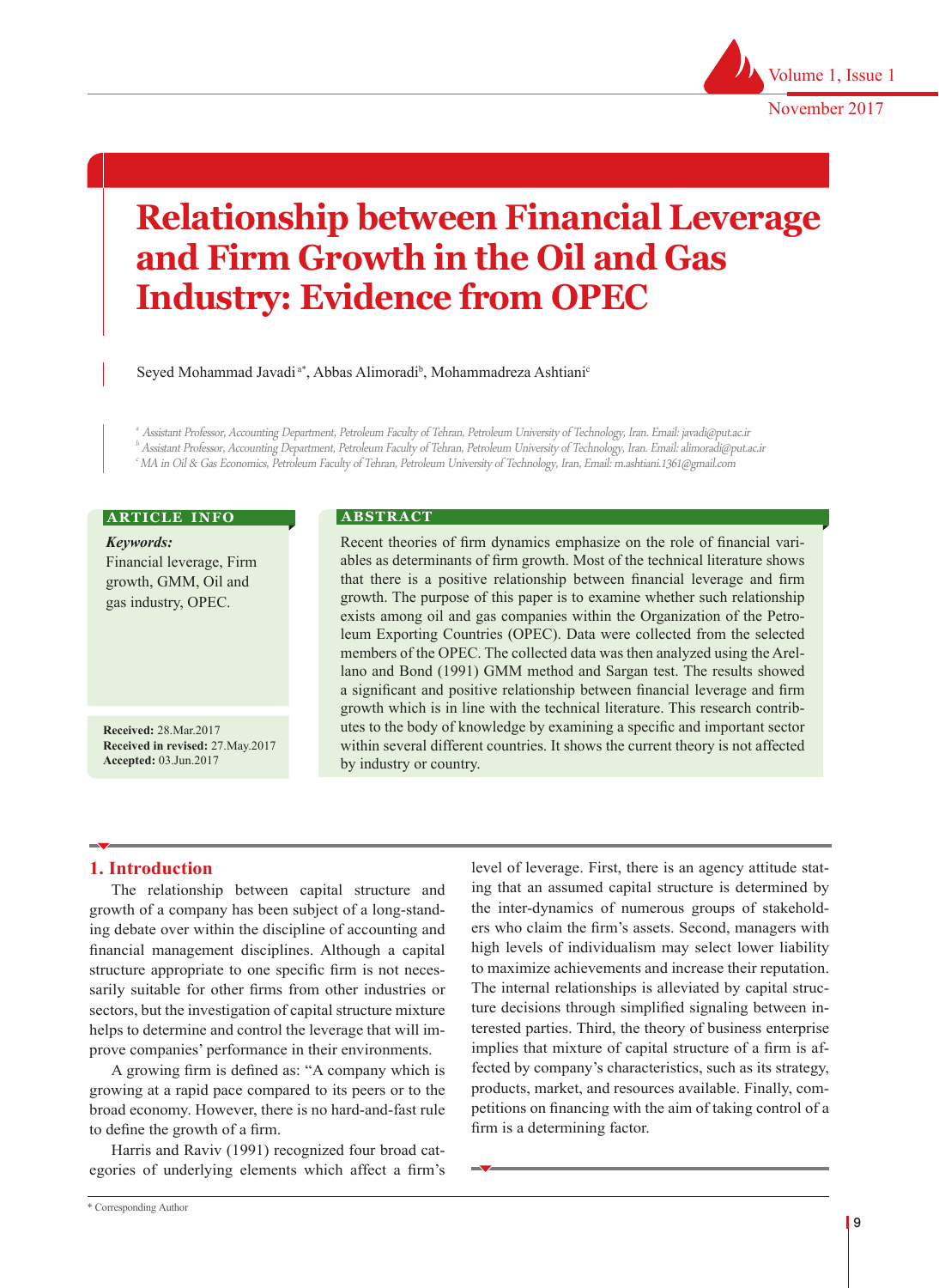# Relationship between Financial Leverage and Firm Growth in the Oil and Gas Industry: Evidence from OPEC

Seyed Mohammad Javadi [a*], Abbas Alimoradi[b], Mohammadreza Ashtiani[c]

[a] Assistant Professor, Accounting Department, Petroleum Faculty of Tehran, Petroleum University of Technology, Iran. Email: javadi@put.ac.ir
[b] Assistant Professor, Accounting Department, Petroleum Faculty of Tehran, Petroleum University of Technology, Iran. Email: alimoradi@put.ac.ir
[c] MA in Oil & Gas Economics, Petroleum Faculty of Tehran, Petroleum University of Technology, Iran, Email: m.ashtiani.1361@gmail.com

**ARTICLE INFO**

***Keywords:***
Financial leverage, Firm growth, GMM, Oil and gas industry, OPEC.

**Received:** 28.Mar.2017
**Received in revised:** 27.May.2017
**Accepted:** 03.Jun.2017

**ABSTRACT**

Recent theories of firm dynamics emphasize on the role of financial variables as determinants of firm growth. Most of the technical literature shows that there is a positive relationship between financial leverage and firm growth. The purpose of this paper is to examine whether such relationship exists among oil and gas companies within the Organization of the Petroleum Exporting Countries (OPEC). Data were collected from the selected members of the OPEC. The collected data was then analyzed using the Arellano and Bond (1991) GMM method and Sargan test. The results showed a significant and positive relationship between financial leverage and firm growth which is in line with the technical literature. This research contributes to the body of knowledge by examining a specific and important sector within several different countries. It shows the current theory is not affected by industry or country.

## 1. Introduction

The relationship between capital structure and growth of a company has been subject of a long-standing debate over within the discipline of accounting and financial management disciplines. Although a capital structure appropriate to one specific firm is not necessarily suitable for other firms from other industries or sectors, but the investigation of capital structure mixture helps to determine and control the leverage that will improve companies' performance in their environments.

A growing firm is defined as: "A company which is growing at a rapid pace compared to its peers or to the broad economy. However, there is no hard-and-fast rule to define the growth of a firm.

Harris and Raviv (1991) recognized four broad categories of underlying elements which affect a firm's level of leverage. First, there is an agency attitude stating that an assumed capital structure is determined by the inter-dynamics of numerous groups of stakeholders who claim the firm's assets. Second, managers with high levels of individualism may select lower liability to maximize achievements and increase their reputation. The internal relationships is alleviated by capital structure decisions through simplified signaling between interested parties. Third, the theory of business enterprise implies that mixture of capital structure of a firm is affected by company's characteristics, such as its strategy, products, market, and resources available. Finally, competitions on financing with the aim of taking control of a firm is a determining factor.

* Corresponding Author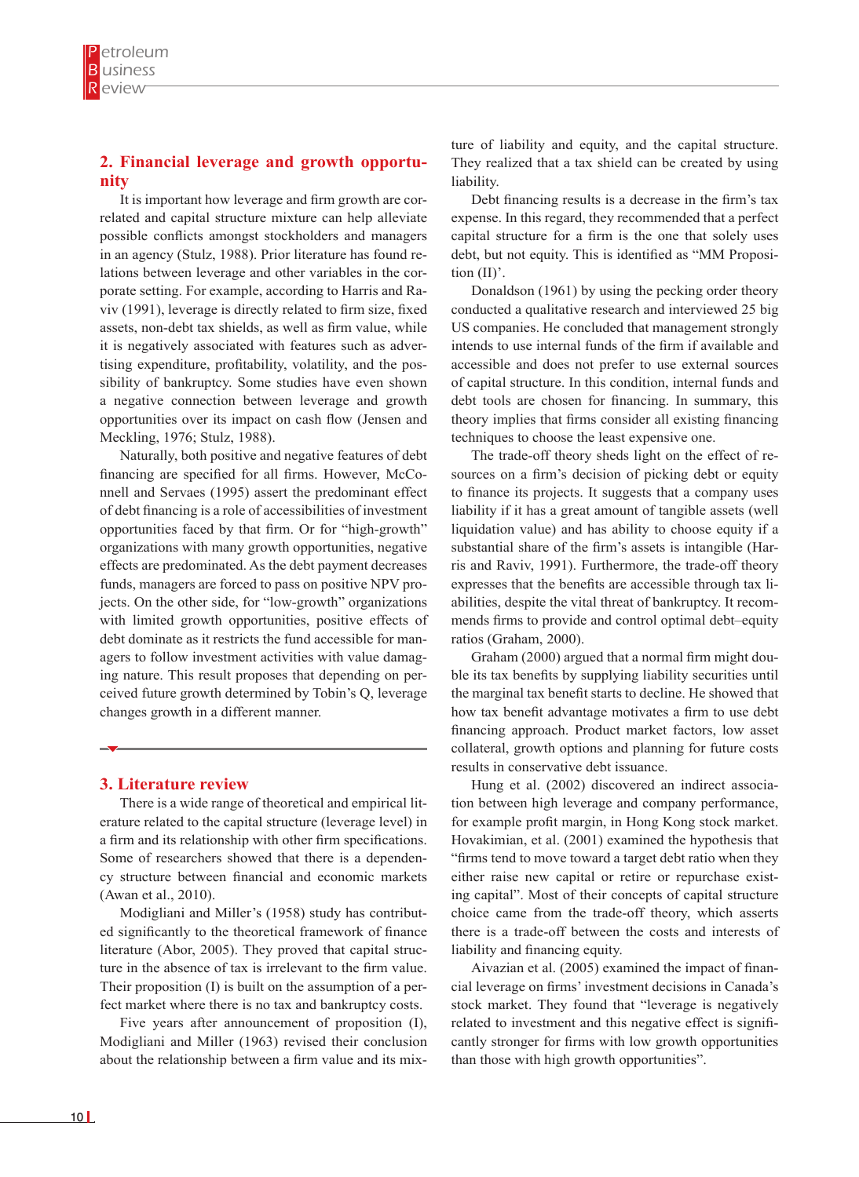## 2. Financial leverage and growth opportunity

It is important how leverage and firm growth are correlated and capital structure mixture can help alleviate possible conflicts amongst stockholders and managers in an agency (Stulz, 1988). Prior literature has found relations between leverage and other variables in the corporate setting. For example, according to Harris and Raviv (1991), leverage is directly related to firm size, fixed assets, non-debt tax shields, as well as firm value, while it is negatively associated with features such as advertising expenditure, profitability, volatility, and the possibility of bankruptcy. Some studies have even shown a negative connection between leverage and growth opportunities over its impact on cash flow (Jensen and Meckling, 1976; Stulz, 1988).

Naturally, both positive and negative features of debt financing are specified for all firms. However, McConnell and Servaes (1995) assert the predominant effect of debt financing is a role of accessibilities of investment opportunities faced by that firm. Or for "high-growth" organizations with many growth opportunities, negative effects are predominated. As the debt payment decreases funds, managers are forced to pass on positive NPV projects. On the other side, for "low-growth" organizations with limited growth opportunities, positive effects of debt dominate as it restricts the fund accessible for managers to follow investment activities with value damaging nature. This result proposes that depending on perceived future growth determined by Tobin's Q, leverage changes growth in a different manner.

## 3. Literature review

There is a wide range of theoretical and empirical literature related to the capital structure (leverage level) in a firm and its relationship with other firm specifications. Some of researchers showed that there is a dependency structure between financial and economic markets (Awan et al., 2010).

Modigliani and Miller's (1958) study has contributed significantly to the theoretical framework of finance literature (Abor, 2005). They proved that capital structure in the absence of tax is irrelevant to the firm value. Their proposition (I) is built on the assumption of a perfect market where there is no tax and bankruptcy costs.

Five years after announcement of proposition (I), Modigliani and Miller (1963) revised their conclusion about the relationship between a firm value and its mixture of liability and equity, and the capital structure. They realized that a tax shield can be created by using liability.

Debt financing results is a decrease in the firm's tax expense. In this regard, they recommended that a perfect capital structure for a firm is the one that solely uses debt, but not equity. This is identified as "MM Proposition (II)'.

Donaldson (1961) by using the pecking order theory conducted a qualitative research and interviewed 25 big US companies. He concluded that management strongly intends to use internal funds of the firm if available and accessible and does not prefer to use external sources of capital structure. In this condition, internal funds and debt tools are chosen for financing. In summary, this theory implies that firms consider all existing financing techniques to choose the least expensive one.

The trade-off theory sheds light on the effect of resources on a firm's decision of picking debt or equity to finance its projects. It suggests that a company uses liability if it has a great amount of tangible assets (well liquidation value) and has ability to choose equity if a substantial share of the firm's assets is intangible (Harris and Raviv, 1991). Furthermore, the trade-off theory expresses that the benefits are accessible through tax liabilities, despite the vital threat of bankruptcy. It recommends firms to provide and control optimal debt–equity ratios (Graham, 2000).

Graham (2000) argued that a normal firm might double its tax benefits by supplying liability securities until the marginal tax benefit starts to decline. He showed that how tax benefit advantage motivates a firm to use debt financing approach. Product market factors, low asset collateral, growth options and planning for future costs results in conservative debt issuance.

Hung et al. (2002) discovered an indirect association between high leverage and company performance, for example profit margin, in Hong Kong stock market. Hovakimian, et al. (2001) examined the hypothesis that "firms tend to move toward a target debt ratio when they either raise new capital or retire or repurchase existing capital". Most of their concepts of capital structure choice came from the trade-off theory, which asserts there is a trade-off between the costs and interests of liability and financing equity.

Aivazian et al. (2005) examined the impact of financial leverage on firms' investment decisions in Canada's stock market. They found that "leverage is negatively related to investment and this negative effect is significantly stronger for firms with low growth opportunities than those with high growth opportunities".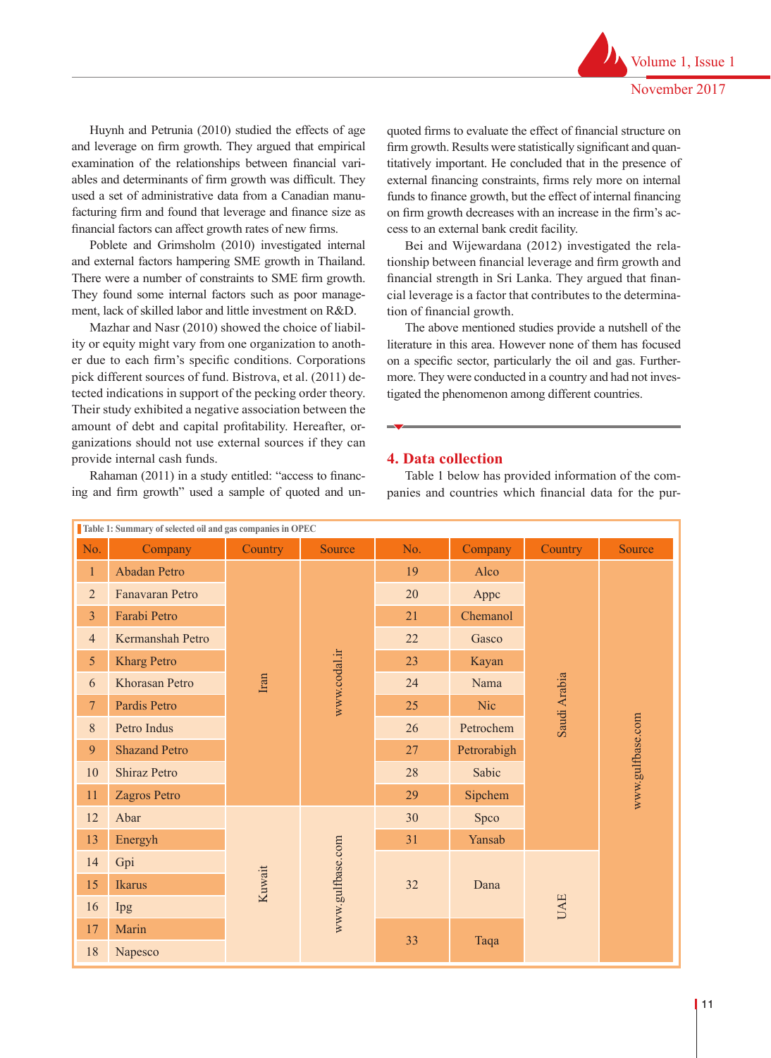Huynh and Petrunia (2010) studied the effects of age and leverage on firm growth. They argued that empirical examination of the relationships between financial variables and determinants of firm growth was difficult. They used a set of administrative data from a Canadian manufacturing firm and found that leverage and finance size as financial factors can affect growth rates of new firms.

Poblete and Grimsholm (2010) investigated internal and external factors hampering SME growth in Thailand. There were a number of constraints to SME firm growth. They found some internal factors such as poor management, lack of skilled labor and little investment on R&D.

Mazhar and Nasr (2010) showed the choice of liability or equity might vary from one organization to another due to each firm's specific conditions. Corporations pick different sources of fund. Bistrova, et al. (2011) detected indications in support of the pecking order theory. Their study exhibited a negative association between the amount of debt and capital profitability. Hereafter, organizations should not use external sources if they can provide internal cash funds.

Rahaman (2011) in a study entitled: "access to financing and firm growth" used a sample of quoted and unquoted firms to evaluate the effect of financial structure on firm growth. Results were statistically significant and quantitatively important. He concluded that in the presence of external financing constraints, firms rely more on internal funds to finance growth, but the effect of internal financing on firm growth decreases with an increase in the firm's access to an external bank credit facility.

Bei and Wijewardana (2012) investigated the relationship between financial leverage and firm growth and financial strength in Sri Lanka. They argued that financial leverage is a factor that contributes to the determination of financial growth.

The above mentioned studies provide a nutshell of the literature in this area. However none of them has focused on a specific sector, particularly the oil and gas. Furthermore. They were conducted in a country and had not investigated the phenomenon among different countries.

## 4. Data collection

Table 1 below has provided information of the companies and countries which financial data for the pur-

**Table 1: Summary of selected oil and gas companies in OPEC**

| No. | Company | Country | Source | No. | Company | Country | Source |
|---|---|---|---|---|---|---|---|
| 1 | Abadan Petro | Iran | www.codal.ir | 19 | Alco | Saudi Arabia | www.gulfbase.com |
| 2 | Fanavaran Petro | | | 20 | Appc | | |
| 3 | Farabi Petro | | | 21 | Chemanol | | |
| 4 | Kermanshah Petro | | | 22 | Gasco | | |
| 5 | Kharg Petro | | | 23 | Kayan | | |
| 6 | Khorasan Petro | | | 24 | Nama | | |
| 7 | Pardis Petro | | | 25 | Nic | | |
| 8 | Petro Indus | | | 26 | Petrochem | | |
| 9 | Shazand Petro | | | 27 | Petrorabigh | | |
| 10 | Shiraz Petro | | | 28 | Sabic | | |
| 11 | Zagros Petro | | | 29 | Sipchem | | |
| 12 | Abar | Kuwait | www.gulfbase.com | 30 | Spco | | |
| 13 | Energyh | | | 31 | Yansab | | |
| 14 | Gpi | | | 32 | Dana | UAE | |
| 15 | Ikarus | | | | | | |
| 16 | Ipg | | | | | | |
| 17 | Marin | | | 33 | Taqa | | |
| 18 | Napesco | | | | | | |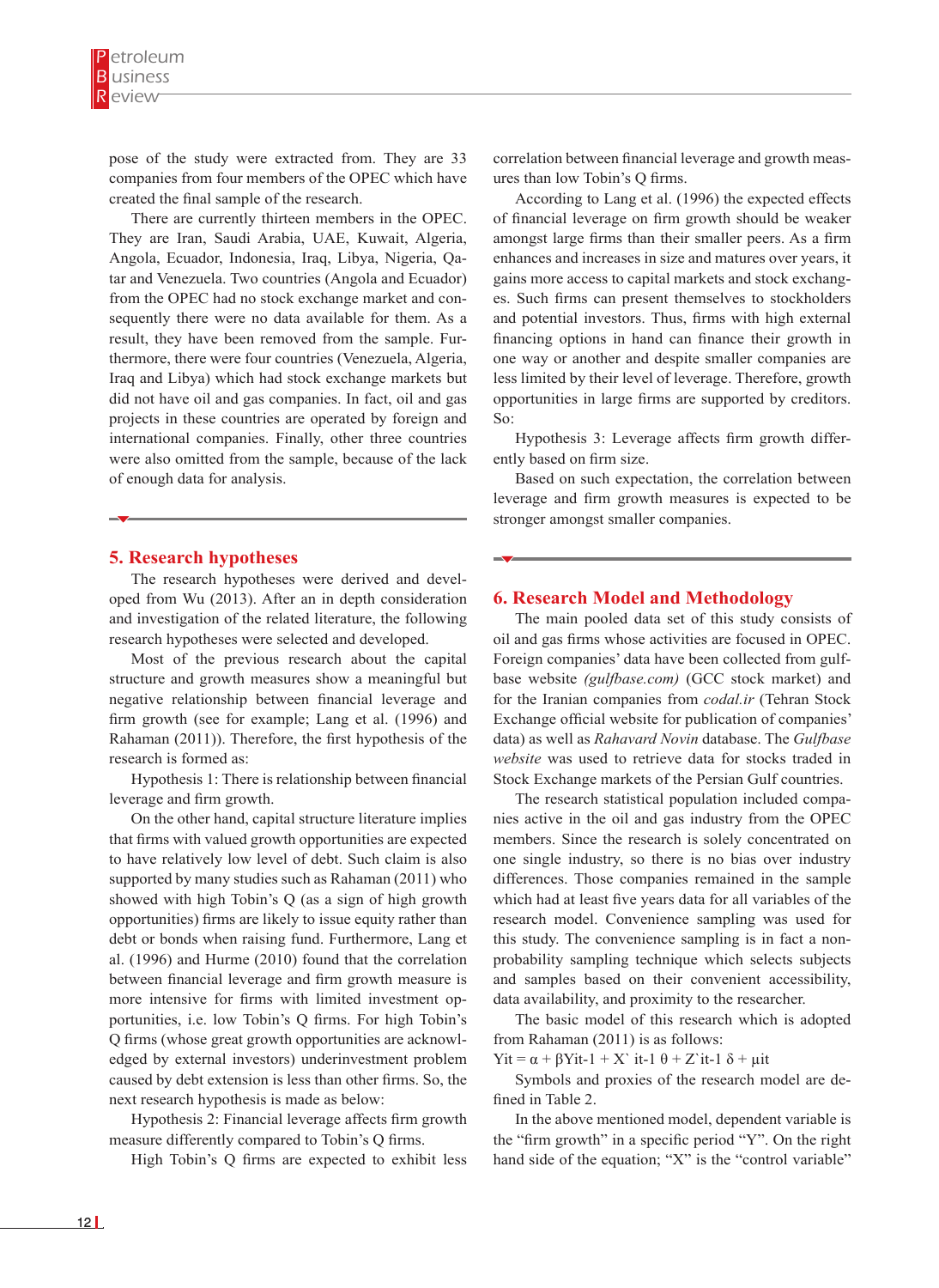pose of the study were extracted from. They are 33 companies from four members of the OPEC which have created the final sample of the research.

There are currently thirteen members in the OPEC. They are Iran, Saudi Arabia, UAE, Kuwait, Algeria, Angola, Ecuador, Indonesia, Iraq, Libya, Nigeria, Qatar and Venezuela. Two countries (Angola and Ecuador) from the OPEC had no stock exchange market and consequently there were no data available for them. As a result, they have been removed from the sample. Furthermore, there were four countries (Venezuela, Algeria, Iraq and Libya) which had stock exchange markets but did not have oil and gas companies. In fact, oil and gas projects in these countries are operated by foreign and international companies. Finally, other three countries were also omitted from the sample, because of the lack of enough data for analysis.

## 5. Research hypotheses

The research hypotheses were derived and developed from Wu (2013). After an in depth consideration and investigation of the related literature, the following research hypotheses were selected and developed.

Most of the previous research about the capital structure and growth measures show a meaningful but negative relationship between financial leverage and firm growth (see for example; Lang et al. (1996) and Rahaman (2011)). Therefore, the first hypothesis of the research is formed as:

Hypothesis 1: There is relationship between financial leverage and firm growth.

On the other hand, capital structure literature implies that firms with valued growth opportunities are expected to have relatively low level of debt. Such claim is also supported by many studies such as Rahaman (2011) who showed with high Tobin's Q (as a sign of high growth opportunities) firms are likely to issue equity rather than debt or bonds when raising fund. Furthermore, Lang et al. (1996) and Hurme (2010) found that the correlation between financial leverage and firm growth measure is more intensive for firms with limited investment opportunities, i.e. low Tobin's Q firms. For high Tobin's Q firms (whose great growth opportunities are acknowledged by external investors) underinvestment problem caused by debt extension is less than other firms. So, the next research hypothesis is made as below:

Hypothesis 2: Financial leverage affects firm growth measure differently compared to Tobin's Q firms.

High Tobin's Q firms are expected to exhibit less correlation between financial leverage and growth measures than low Tobin's Q firms.

According to Lang et al. (1996) the expected effects of financial leverage on firm growth should be weaker amongst large firms than their smaller peers. As a firm enhances and increases in size and matures over years, it gains more access to capital markets and stock exchanges. Such firms can present themselves to stockholders and potential investors. Thus, firms with high external financing options in hand can finance their growth in one way or another and despite smaller companies are less limited by their level of leverage. Therefore, growth opportunities in large firms are supported by creditors. So:

Hypothesis 3: Leverage affects firm growth differently based on firm size.

Based on such expectation, the correlation between leverage and firm growth measures is expected to be stronger amongst smaller companies.

## 6. Research Model and Methodology

The main pooled data set of this study consists of oil and gas firms whose activities are focused in OPEC. Foreign companies' data have been collected from gulfbase website *(gulfbase.com)* (GCC stock market) and for the Iranian companies from *codal.ir* (Tehran Stock Exchange official website for publication of companies' data) as well as *Rahavard Novin* database. The *Gulfbase website* was used to retrieve data for stocks traded in Stock Exchange markets of the Persian Gulf countries.

The research statistical population included companies active in the oil and gas industry from the OPEC members. Since the research is solely concentrated on one single industry, so there is no bias over industry differences. Those companies remained in the sample which had at least five years data for all variables of the research model. Convenience sampling was used for this study. The convenience sampling is in fact a non-probability sampling technique which selects subjects and samples based on their convenient accessibility, data availability, and proximity to the researcher.

The basic model of this research which is adopted from Rahaman (2011) is as follows:

$$Y_{it} = \alpha + \beta Y_{it-1} + X'_{it-1}\,\theta + Z'_{it-1}\,\delta + \mu_{it}$$

Symbols and proxies of the research model are defined in Table 2.

In the above mentioned model, dependent variable is the "firm growth" in a specific period "Y". On the right hand side of the equation; "X" is the "control variable"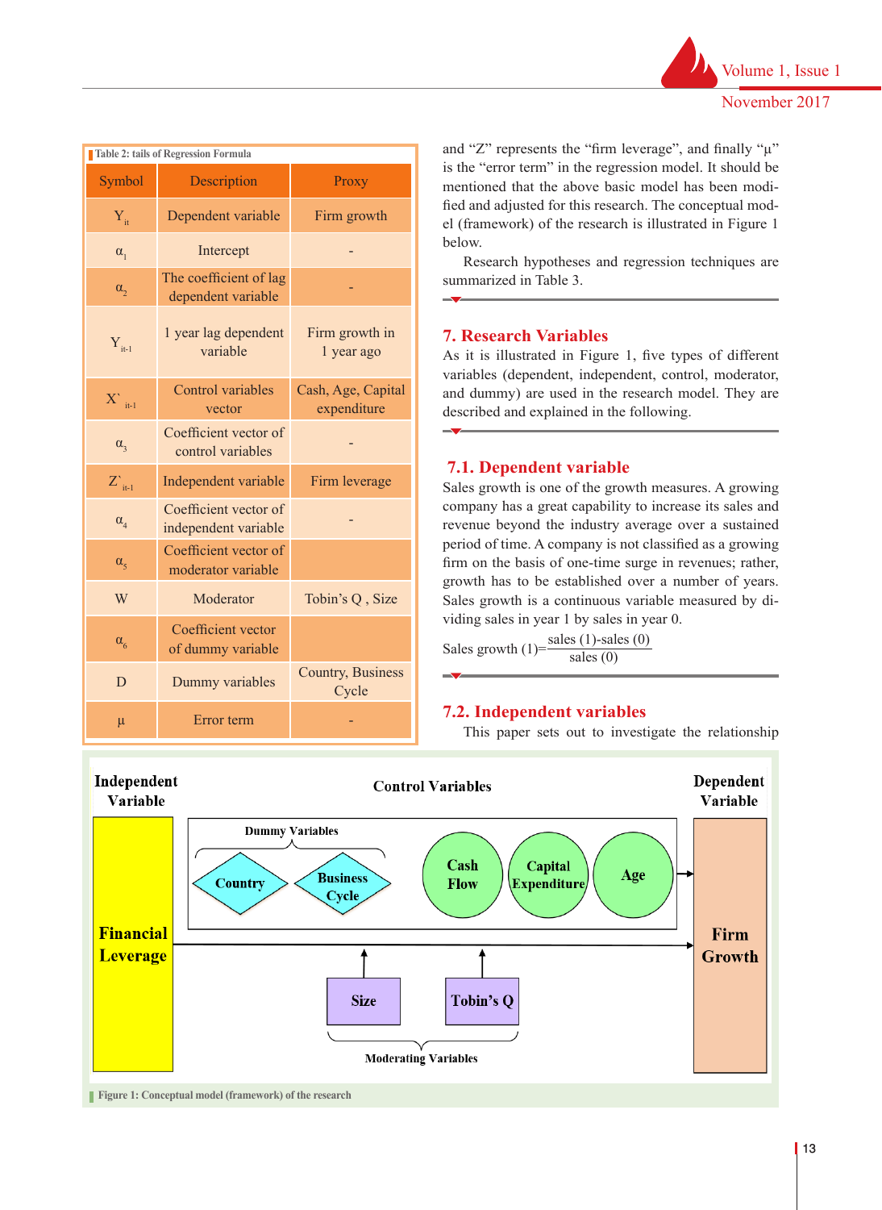Table 2: tails of Regression Formula

| Symbol | Description | Proxy |
|---|---|---|
| $Y_{it}$ | Dependent variable | Firm growth |
| $\alpha_1$ | Intercept | - |
| $\alpha_2$ | The coefficient of lag dependent variable | - |
| $Y_{it-1}$ | 1 year lag dependent variable | Firm growth in 1 year ago |
| $X`_{it-1}$ | Control variables vector | Cash, Age, Capital expenditure |
| $\alpha_3$ | Coefficient vector of control variables | - |
| $Z`_{it-1}$ | Independent variable | Firm leverage |
| $\alpha_4$ | Coefficient vector of independent variable | - |
| $\alpha_5$ | Coefficient vector of moderator variable | |
| W | Moderator | Tobin's Q , Size |
| $\alpha_6$ | Coefficient vector of dummy variable | |
| D | Dummy variables | Country, Business Cycle |
| μ | Error term | - |

and "Z" represents the "firm leverage", and finally "μ" is the "error term" in the regression model. It should be mentioned that the above basic model has been modified and adjusted for this research. The conceptual model (framework) of the research is illustrated in Figure 1 below.

Research hypotheses and regression techniques are summarized in Table 3.

## 7. Research Variables

As it is illustrated in Figure 1, five types of different variables (dependent, independent, control, moderator, and dummy) are used in the research model. They are described and explained in the following.

### 7.1. Dependent variable

Sales growth is one of the growth measures. A growing company has a great capability to increase its sales and revenue beyond the industry average over a sustained period of time. A company is not classified as a growing firm on the basis of one-time surge in revenues; rather, growth has to be established over a number of years. Sales growth is a continuous variable measured by dividing sales in year 1 by sales in year 0.

$$\text{Sales growth (1)} = \frac{\text{sales (1)} - \text{sales (0)}}{\text{sales (0)}}$$

### 7.2. Independent variables

This paper sets out to investigate the relationship

Independent Variable

Control Variables

Dependent Variable

Dummy Variables

Country

Business Cycle

Cash Flow

Capital Expenditure

Age

Financial Leverage

Firm Growth

Size

Tobin's Q

Moderating Variables

Figure 1: Conceptual model (framework) of the research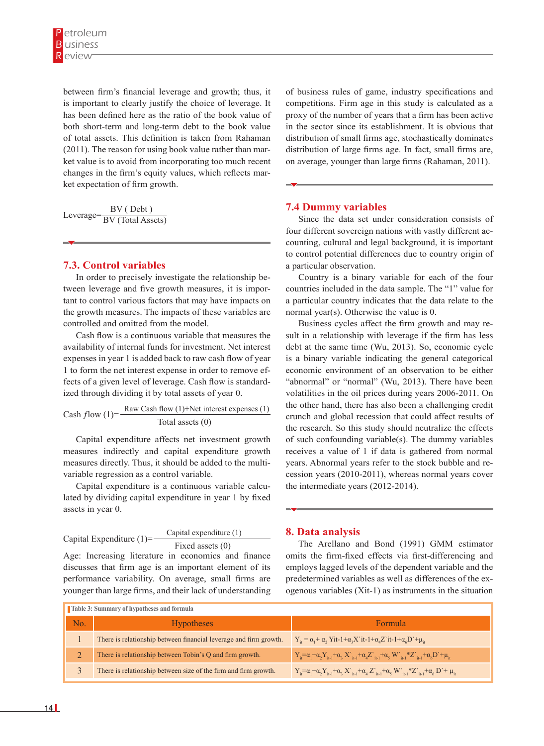between firm's financial leverage and growth; thus, it is important to clearly justify the choice of leverage. It has been defined here as the ratio of the book value of both short-term and long-term debt to the book value of total assets. This definition is taken from Rahaman (2011). The reason for using book value rather than market value is to avoid from incorporating too much recent changes in the firm's equity values, which reflects market expectation of firm growth.

$$\text{Leverage} = \frac{\text{BV (Debt)}}{\text{BV (Total Assets)}}$$

## 7.3. Control variables

In order to precisely investigate the relationship between leverage and five growth measures, it is important to control various factors that may have impacts on the growth measures. The impacts of these variables are controlled and omitted from the model.

Cash flow is a continuous variable that measures the availability of internal funds for investment. Net interest expenses in year 1 is added back to raw cash flow of year 1 to form the net interest expense in order to remove effects of a given level of leverage. Cash flow is standardized through dividing it by total assets of year 0.

$$\text{Cash flow (1)} = \frac{\text{Raw Cash flow (1)} + \text{Net interest expenses (1)}}{\text{Total assets (0)}}$$

Capital expenditure affects net investment growth measures indirectly and capital expenditure growth measures directly. Thus, it should be added to the multi-variable regression as a control variable.

Capital expenditure is a continuous variable calculated by dividing capital expenditure in year 1 by fixed assets in year 0.

$$\text{Capital Expenditure (1)} = \frac{\text{Capital expenditure (1)}}{\text{Fixed assets (0)}}$$

Age: Increasing literature in economics and finance discusses that firm age is an important element of its performance variability. On average, small firms are younger than large firms, and their lack of understanding of business rules of game, industry specifications and competitions. Firm age in this study is calculated as a proxy of the number of years that a firm has been active in the sector since its establishment. It is obvious that distribution of small firms age, stochastically dominates distribution of large firms age. In fact, small firms are, on average, younger than large firms (Rahaman, 2011).

## 7.4 Dummy variables

Since the data set under consideration consists of four different sovereign nations with vastly different accounting, cultural and legal background, it is important to control potential differences due to country origin of a particular observation.

Country is a binary variable for each of the four countries included in the data sample. The "1" value for a particular country indicates that the data relate to the normal year(s). Otherwise the value is 0.

Business cycles affect the firm growth and may result in a relationship with leverage if the firm has less debt at the same time (Wu, 2013). So, economic cycle is a binary variable indicating the general categorical economic environment of an observation to be either "abnormal" or "normal" (Wu, 2013). There have been volatilities in the oil prices during years 2006-2011. On the other hand, there has also been a challenging credit crunch and global recession that could affect results of the research. So this study should neutralize the effects of such confounding variable(s). The dummy variables receives a value of 1 if data is gathered from normal years. Abnormal years refer to the stock bubble and recession years (2010-2011), whereas normal years cover the intermediate years (2012-2014).

## 8. Data analysis

The Arellano and Bond (1991) GMM estimator omits the firm-fixed effects via first-differencing and employs lagged levels of the dependent variable and the predetermined variables as well as differences of the exogenous variables (Xit-1) as instruments in the situation

Table 3: Summary of hypotheses and formula

| No. | Hypotheses | Formula |
|---|---|---|
| 1 | There is relationship between financial leverage and firm growth. | $Y_{it} = \alpha_1 + \alpha_2 Y_{it-1} + \alpha_3 X`_{it-1} + \alpha_4 Z`_{it-1} + \alpha_6 D` + \mu_{it}$ |
| 2 | There is relationship between Tobin's Q and firm growth. | $Y_{it} = \alpha_1 + \alpha_2 Y_{it-1} + \alpha_3 X`_{it-1} + \alpha_4 Z`_{it-1} + \alpha_5 W`_{it-1} {*} Z`_{it-1} + \alpha_6 D` + \mu_{it}$ |
| 3 | There is relationship between size of the firm and firm growth. | $Y_{it} = \alpha_1 + \alpha_2 Y_{it-1} + \alpha_3 X`_{it-1} + \alpha_4 Z`_{it-1} + \alpha_5 W`_{it-1} {*} Z`_{it-1} + \alpha_6 D` + \mu_{it}$ |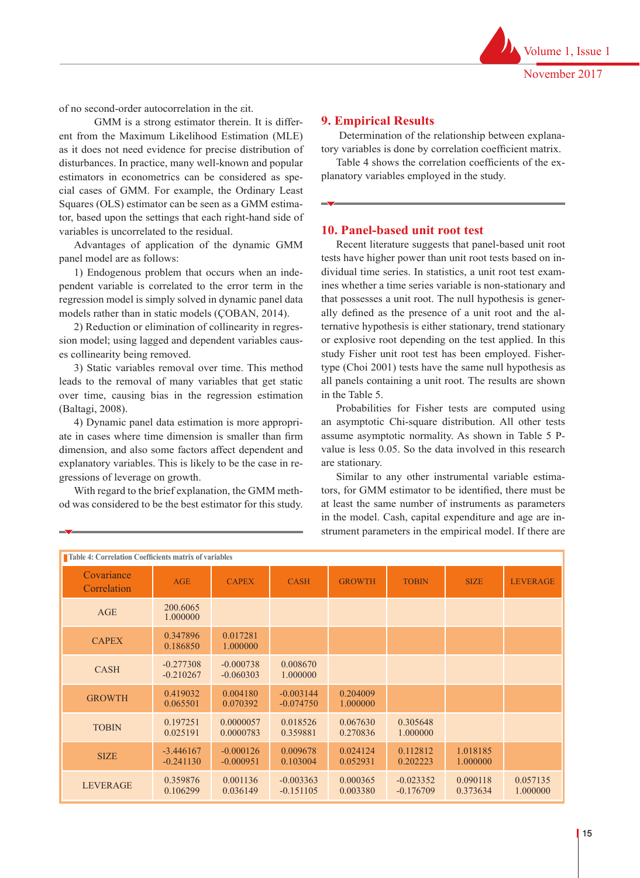of no second-order autocorrelation in the εit.

GMM is a strong estimator therein. It is different from the Maximum Likelihood Estimation (MLE) as it does not need evidence for precise distribution of disturbances. In practice, many well-known and popular estimators in econometrics can be considered as special cases of GMM. For example, the Ordinary Least Squares (OLS) estimator can be seen as a GMM estimator, based upon the settings that each right-hand side of variables is uncorrelated to the residual.

Advantages of application of the dynamic GMM panel model are as follows:

1) Endogenous problem that occurs when an independent variable is correlated to the error term in the regression model is simply solved in dynamic panel data models rather than in static models (ÇOBAN, 2014).

2) Reduction or elimination of collinearity in regression model; using lagged and dependent variables causes collinearity being removed.

3) Static variables removal over time. This method leads to the removal of many variables that get static over time, causing bias in the regression estimation (Baltagi, 2008).

4) Dynamic panel data estimation is more appropriate in cases where time dimension is smaller than firm dimension, and also some factors affect dependent and explanatory variables. This is likely to be the case in regressions of leverage on growth.

With regard to the brief explanation, the GMM method was considered to be the best estimator for this study.

## 9. Empirical Results

Determination of the relationship between explanatory variables is done by correlation coefficient matrix.

Table 4 shows the correlation coefficients of the explanatory variables employed in the study.

## 10. Panel-based unit root test

Recent literature suggests that panel-based unit root tests have higher power than unit root tests based on individual time series. In statistics, a unit root test examines whether a time series variable is non-stationary and that possesses a unit root. The null hypothesis is generally defined as the presence of a unit root and the alternative hypothesis is either stationary, trend stationary or explosive root depending on the test applied. In this study Fisher unit root test has been employed. Fisher-type (Choi 2001) tests have the same null hypothesis as all panels containing a unit root. The results are shown in the Table 5.

Probabilities for Fisher tests are computed using an asymptotic Chi-square distribution. All other tests assume asymptotic normality. As shown in Table 5 P-value is less 0.05. So the data involved in this research are stationary.

Similar to any other instrumental variable estimators, for GMM estimator to be identified, there must be at least the same number of instruments as parameters in the model. Cash, capital expenditure and age are instrument parameters in the empirical model. If there are

Table 4: Correlation Coefficients matrix of variables

| Covariance Correlation | AGE | CAPEX | CASH | GROWTH | TOBIN | SIZE | LEVERAGE |
|---|---|---|---|---|---|---|---|
| AGE | 200.6065<br>1.000000 | | | | | | |
| CAPEX | 0.347896<br>0.186850 | 0.017281<br>1.000000 | | | | | |
| CASH | -0.277308<br>-0.210267 | -0.000738<br>-0.060303 | 0.008670<br>1.000000 | | | | |
| GROWTH | 0.419032<br>0.065501 | 0.004180<br>0.070392 | -0.003144<br>-0.074750 | 0.204009<br>1.000000 | | | |
| TOBIN | 0.197251<br>0.025191 | 0.0000057<br>0.0000783 | 0.018526<br>0.359881 | 0.067630<br>0.270836 | 0.305648<br>1.000000 | | |
| SIZE | -3.446167<br>-0.241130 | -0.000126<br>-0.000951 | 0.009678<br>0.103004 | 0.024124<br>0.052931 | 0.112812<br>0.202223 | 1.018185<br>1.000000 | |
| LEVERAGE | 0.359876<br>0.106299 | 0.001136<br>0.036149 | -0.003363<br>-0.151105 | 0.000365<br>0.003380 | -0.023352<br>-0.176709 | 0.090118<br>0.373634 | 0.057135<br>1.000000 |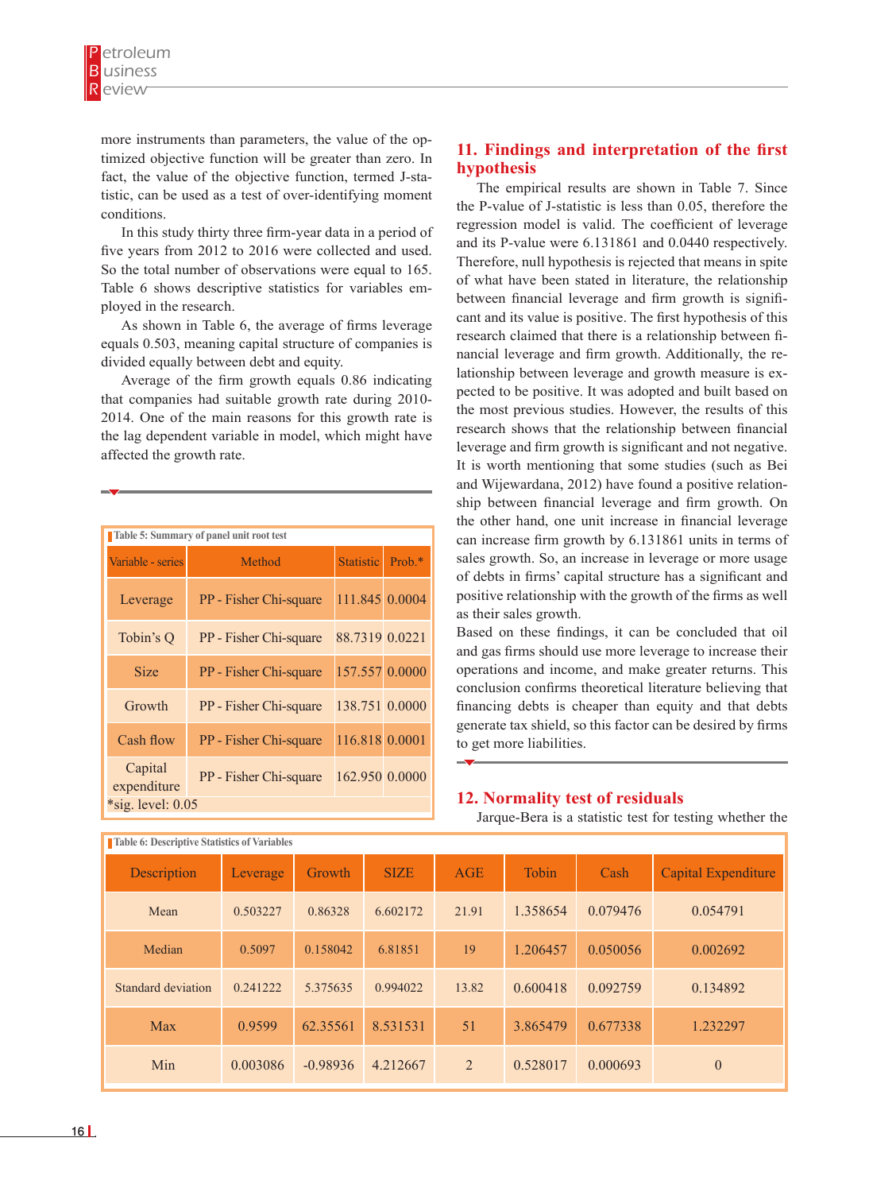more instruments than parameters, the value of the optimized objective function will be greater than zero. In fact, the value of the objective function, termed J-statistic, can be used as a test of over-identifying moment conditions.

In this study thirty three firm-year data in a period of five years from 2012 to 2016 were collected and used. So the total number of observations were equal to 165. Table 6 shows descriptive statistics for variables employed in the research.

As shown in Table 6, the average of firms leverage equals 0.503, meaning capital structure of companies is divided equally between debt and equity.

Average of the firm growth equals 0.86 indicating that companies had suitable growth rate during 2010-2014. One of the main reasons for this growth rate is the lag dependent variable in model, which might have affected the growth rate.

Table 5: Summary of panel unit root test

| Variable - series | Method | Statistic | Prob.* |
|---|---|---|---|
| Leverage | PP - Fisher Chi-square | 111.845 | 0.0004 |
| Tobin's Q | PP - Fisher Chi-square | 88.7319 | 0.0221 |
| Size | PP - Fisher Chi-square | 157.557 | 0.0000 |
| Growth | PP - Fisher Chi-square | 138.751 | 0.0000 |
| Cash flow | PP - Fisher Chi-square | 116.818 | 0.0001 |
| Capital expenditure | PP - Fisher Chi-square | 162.950 | 0.0000 |

*sig. level: 0.05

## 11. Findings and interpretation of the first hypothesis

The empirical results are shown in Table 7. Since the P-value of J-statistic is less than 0.05, therefore the regression model is valid. The coefficient of leverage and its P-value were 6.131861 and 0.0440 respectively. Therefore, null hypothesis is rejected that means in spite of what have been stated in literature, the relationship between financial leverage and firm growth is significant and its value is positive. The first hypothesis of this research claimed that there is a relationship between financial leverage and firm growth. Additionally, the relationship between leverage and growth measure is expected to be positive. It was adopted and built based on the most previous studies. However, the results of this research shows that the relationship between financial leverage and firm growth is significant and not negative. It is worth mentioning that some studies (such as Bei and Wijewardana, 2012) have found a positive relationship between financial leverage and firm growth. On the other hand, one unit increase in financial leverage can increase firm growth by 6.131861 units in terms of sales growth. So, an increase in leverage or more usage of debts in firms' capital structure has a significant and positive relationship with the growth of the firms as well as their sales growth.

Based on these findings, it can be concluded that oil and gas firms should use more leverage to increase their operations and income, and make greater returns. This conclusion confirms theoretical literature believing that financing debts is cheaper than equity and that debts generate tax shield, so this factor can be desired by firms to get more liabilities.

## 12. Normality test of residuals

Jarque-Bera is a statistic test for testing whether the

Table 6: Descriptive Statistics of Variables

| Description | Leverage | Growth | SIZE | AGE | Tobin | Cash | Capital Expenditure |
|---|---|---|---|---|---|---|---|
| Mean | 0.503227 | 0.86328 | 6.602172 | 21.91 | 1.358654 | 0.079476 | 0.054791 |
| Median | 0.5097 | 0.158042 | 6.81851 | 19 | 1.206457 | 0.050056 | 0.002692 |
| Standard deviation | 0.241222 | 5.375635 | 0.994022 | 13.82 | 0.600418 | 0.092759 | 0.134892 |
| Max | 0.9599 | 62.35561 | 8.531531 | 51 | 3.865479 | 0.677338 | 1.232297 |
| Min | 0.003086 | -0.98936 | 4.212667 | 2 | 0.528017 | 0.000693 | 0 |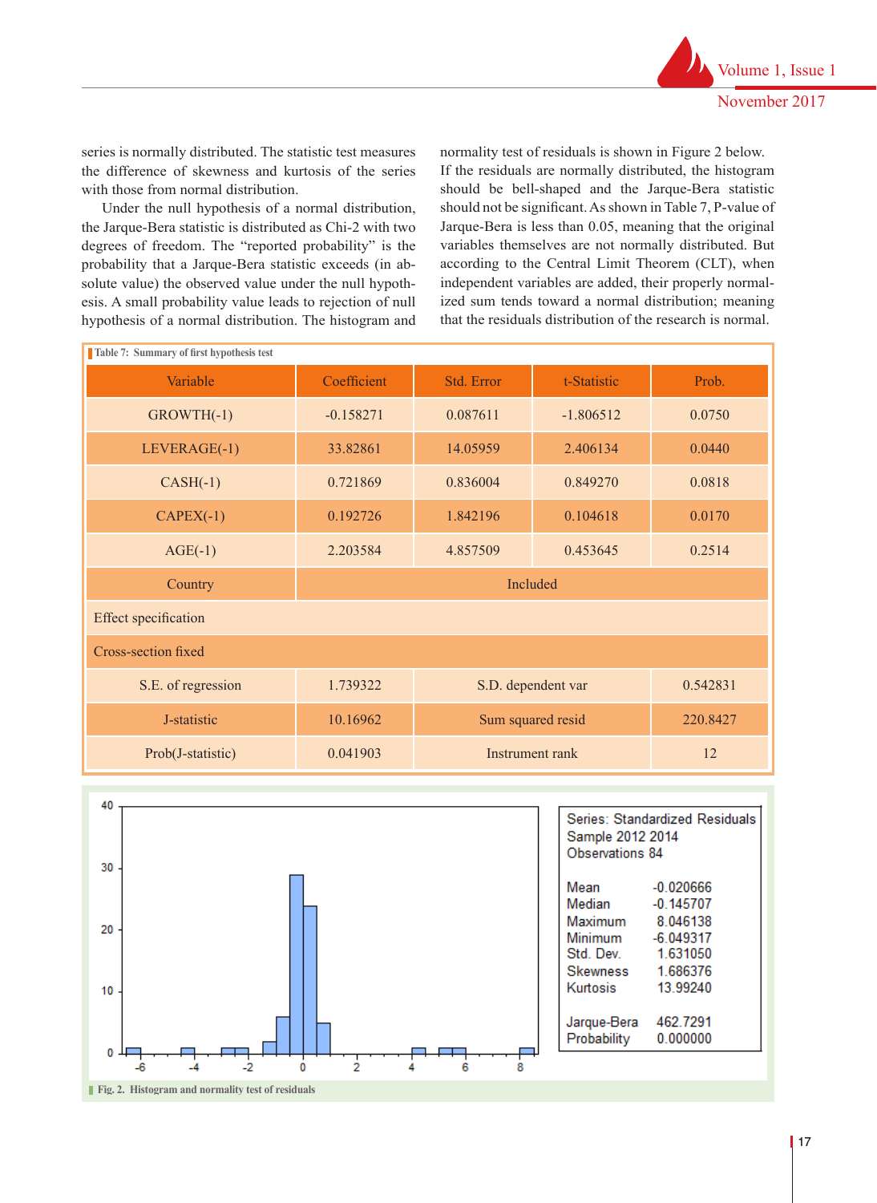series is normally distributed. The statistic test measures the difference of skewness and kurtosis of the series with those from normal distribution.

Under the null hypothesis of a normal distribution, the Jarque-Bera statistic is distributed as Chi-2 with two degrees of freedom. The "reported probability" is the probability that a Jarque-Bera statistic exceeds (in absolute value) the observed value under the null hypothesis. A small probability value leads to rejection of null hypothesis of a normal distribution. The histogram and normality test of residuals is shown in Figure 2 below. If the residuals are normally distributed, the histogram should be bell-shaped and the Jarque-Bera statistic should not be significant. As shown in Table 7, P-value of Jarque-Bera is less than 0.05, meaning that the original variables themselves are not normally distributed. But according to the Central Limit Theorem (CLT), when independent variables are added, their properly normalized sum tends toward a normal distribution; meaning that the residuals distribution of the research is normal.

Table 7: Summary of first hypothesis test

| Variable | Coefficient | Std. Error | t-Statistic | Prob. |
|---|---|---|---|---|
| GROWTH(-1) | -0.158271 | 0.087611 | -1.806512 | 0.0750 |
| LEVERAGE(-1) | 33.82861 | 14.05959 | 2.406134 | 0.0440 |
| CASH(-1) | 0.721869 | 0.836004 | 0.849270 | 0.0818 |
| CAPEX(-1) | 0.192726 | 1.842196 | 0.104618 | 0.0170 |
| AGE(-1) | 2.203584 | 4.857509 | 0.453645 | 0.2514 |
| Country | Included | | | |
| Effect specification | | | | |
| Cross-section fixed | | | | |
| S.E. of regression | 1.739322 | S.D. dependent var | | 0.542831 |
| J-statistic | 10.16962 | Sum squared resid | | 220.8427 |
| Prob(J-statistic) | 0.041903 | Instrument rank | | 12 |

40
30
20
10
0
-6 -4 -2 0 2 4 6 8

Series: Standardized Residuals
Sample 2012 2014
Observations 84

Mean -0.020666
Median -0.145707
Maximum 8.046138
Minimum -6.049317
Std. Dev. 1.631050
Skewness 1.686376
Kurtosis 13.99240

Jarque-Bera 462.7291
Probability 0.000000

Fig. 2. Histogram and normality test of residuals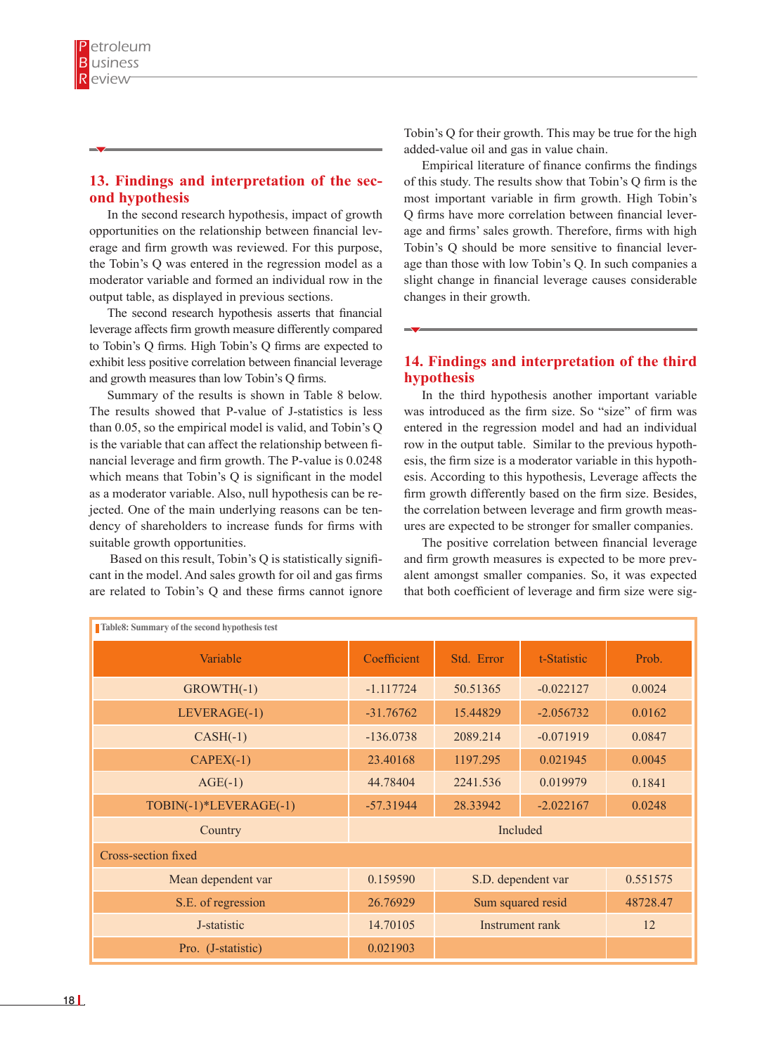## 13. Findings and interpretation of the second hypothesis

In the second research hypothesis, impact of growth opportunities on the relationship between financial leverage and firm growth was reviewed. For this purpose, the Tobin's Q was entered in the regression model as a moderator variable and formed an individual row in the output table, as displayed in previous sections.

The second research hypothesis asserts that financial leverage affects firm growth measure differently compared to Tobin's Q firms. High Tobin's Q firms are expected to exhibit less positive correlation between financial leverage and growth measures than low Tobin's Q firms.

Summary of the results is shown in Table 8 below. The results showed that P-value of J-statistics is less than 0.05, so the empirical model is valid, and Tobin's Q is the variable that can affect the relationship between financial leverage and firm growth. The P-value is 0.0248 which means that Tobin's Q is significant in the model as a moderator variable. Also, null hypothesis can be rejected. One of the main underlying reasons can be tendency of shareholders to increase funds for firms with suitable growth opportunities.

Based on this result, Tobin's Q is statistically significant in the model. And sales growth for oil and gas firms are related to Tobin's Q and these firms cannot ignore Tobin's Q for their growth. This may be true for the high added-value oil and gas in value chain.

Empirical literature of finance confirms the findings of this study. The results show that Tobin's Q firm is the most important variable in firm growth. High Tobin's Q firms have more correlation between financial leverage and firms' sales growth. Therefore, firms with high Tobin's Q should be more sensitive to financial leverage than those with low Tobin's Q. In such companies a slight change in financial leverage causes considerable changes in their growth.

## 14. Findings and interpretation of the third hypothesis

In the third hypothesis another important variable was introduced as the firm size. So "size" of firm was entered in the regression model and had an individual row in the output table. Similar to the previous hypothesis, the firm size is a moderator variable in this hypothesis. According to this hypothesis, Leverage affects the firm growth differently based on the firm size. Besides, the correlation between leverage and firm growth measures are expected to be stronger for smaller companies.

The positive correlation between financial leverage and firm growth measures is expected to be more prevalent amongst smaller companies. So, it was expected that both coefficient of leverage and firm size were sig-

Table8: Summary of the second hypothesis test

| Variable | Coefficient | Std. Error | t-Statistic | Prob. |
|---|---|---|---|---|
| GROWTH(-1) | -1.117724 | 50.51365 | -0.022127 | 0.0024 |
| LEVERAGE(-1) | -31.76762 | 15.44829 | -2.056732 | 0.0162 |
| CASH(-1) | -136.0738 | 2089.214 | -0.071919 | 0.0847 |
| CAPEX(-1) | 23.40168 | 1197.295 | 0.021945 | 0.0045 |
| AGE(-1) | 44.78404 | 2241.536 | 0.019979 | 0.1841 |
| TOBIN(-1)*LEVERAGE(-1) | -57.31944 | 28.33942 | -2.022167 | 0.0248 |
| Country | Included | | | |
| Cross-section fixed | | | | |
| Mean dependent var | 0.159590 | S.D. dependent var | | 0.551575 |
| S.E. of regression | 26.76929 | Sum squared resid | | 48728.47 |
| J-statistic | 14.70105 | Instrument rank | | 12 |
| Pro. (J-statistic) | 0.021903 | | | |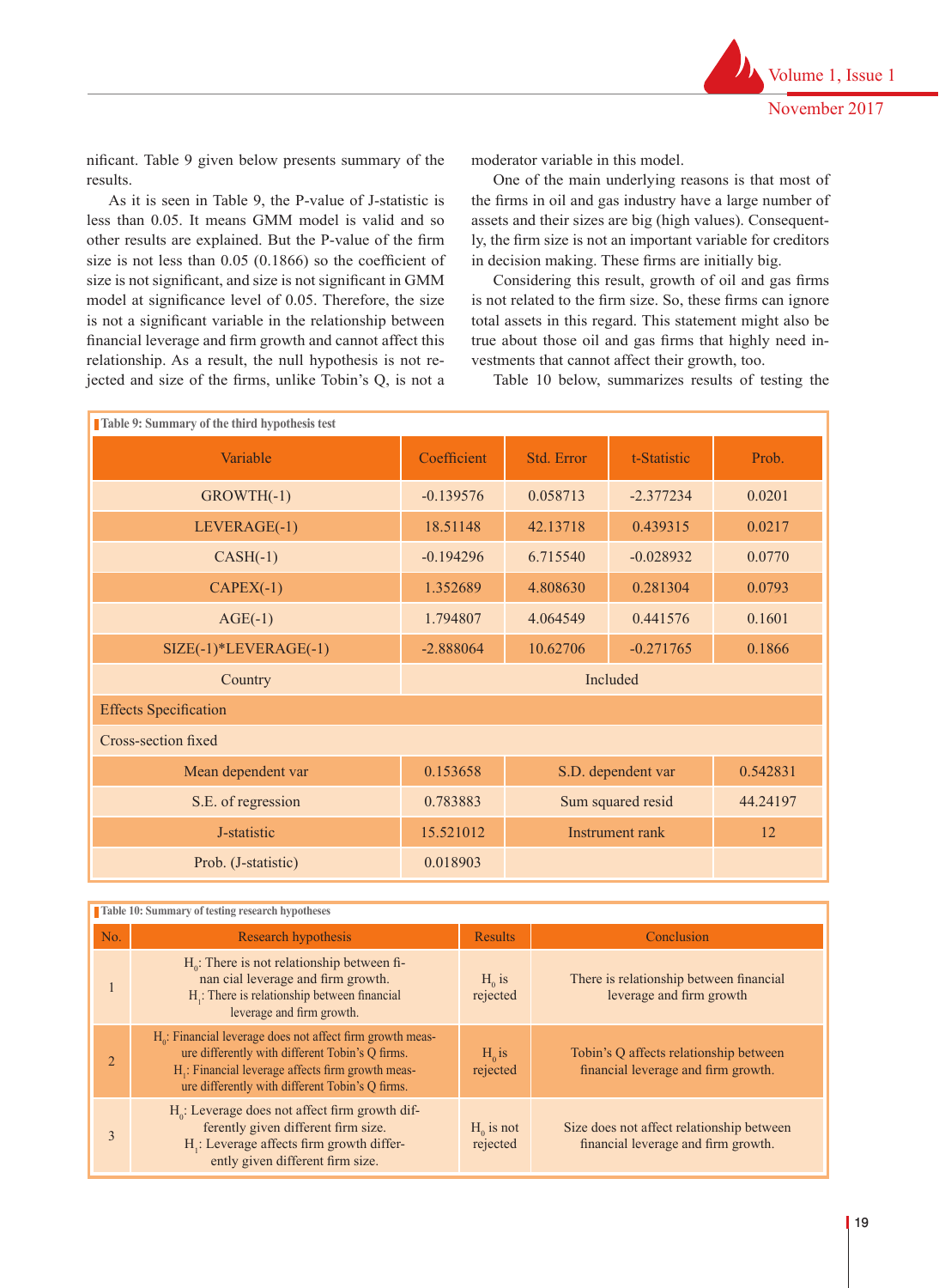nificant. Table 9 given below presents summary of the results.

As it is seen in Table 9, the P-value of J-statistic is less than 0.05. It means GMM model is valid and so other results are explained. But the P-value of the firm size is not less than 0.05 (0.1866) so the coefficient of size is not significant, and size is not significant in GMM model at significance level of 0.05. Therefore, the size is not a significant variable in the relationship between financial leverage and firm growth and cannot affect this relationship. As a result, the null hypothesis is not rejected and size of the firms, unlike Tobin's Q, is not a moderator variable in this model.

One of the main underlying reasons is that most of the firms in oil and gas industry have a large number of assets and their sizes are big (high values). Consequently, the firm size is not an important variable for creditors in decision making. These firms are initially big.

Considering this result, growth of oil and gas firms is not related to the firm size. So, these firms can ignore total assets in this regard. This statement might also be true about those oil and gas firms that highly need investments that cannot affect their growth, too.

Table 10 below, summarizes results of testing the

**Table 9: Summary of the third hypothesis test**

| Variable | Coefficient | Std. Error | t-Statistic | Prob. |
|---|---|---|---|---|
| GROWTH(-1) | -0.139576 | 0.058713 | -2.377234 | 0.0201 |
| LEVERAGE(-1) | 18.51148 | 42.13718 | 0.439315 | 0.0217 |
| CASH(-1) | -0.194296 | 6.715540 | -0.028932 | 0.0770 |
| CAPEX(-1) | 1.352689 | 4.808630 | 0.281304 | 0.0793 |
| AGE(-1) | 1.794807 | 4.064549 | 0.441576 | 0.1601 |
| SIZE(-1)*LEVERAGE(-1) | -2.888064 | 10.62706 | -0.271765 | 0.1866 |
| Country | Included | | | |
| Effects Specification | | | | |
| Cross-section fixed | | | | |
| Mean dependent var | 0.153658 | S.D. dependent var | | 0.542831 |
| S.E. of regression | 0.783883 | Sum squared resid | | 44.24197 |
| J-statistic | 15.521012 | Instrument rank | | 12 |
| Prob. (J-statistic) | 0.018903 | | | |

**Table 10: Summary of testing research hypotheses**

| No. | Research hypothesis | Results | Conclusion |
|---|---|---|---|
| 1 | $H_0$: There is not relationship between financial leverage and firm growth. $H_1$: There is relationship between financial leverage and firm growth. | $H_0$ is rejected | There is relationship between financial leverage and firm growth |
| 2 | $H_0$: Financial leverage does not affect firm growth measure differently with different Tobin's Q firms. $H_1$: Financial leverage affects firm growth measure differently with different Tobin's Q firms. | $H_0$ is rejected | Tobin's Q affects relationship between financial leverage and firm growth. |
| 3 | $H_0$: Leverage does not affect firm growth differently given different firm size. $H_1$: Leverage affects firm growth differently given different firm size. | $H_0$ is not rejected | Size does not affect relationship between financial leverage and firm growth. |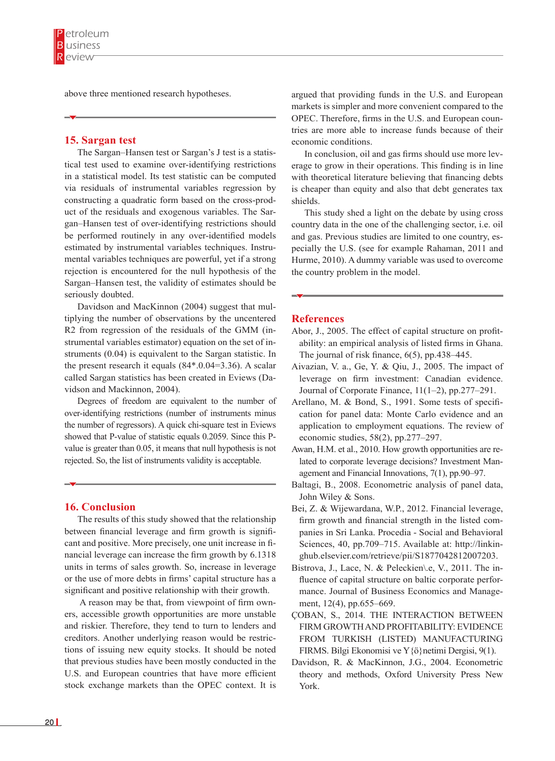above three mentioned research hypotheses.

## 15. Sargan test

The Sargan–Hansen test or Sargan's J test is a statistical test used to examine over-identifying restrictions in a statistical model. Its test statistic can be computed via residuals of instrumental variables regression by constructing a quadratic form based on the cross-product of the residuals and exogenous variables. The Sargan–Hansen test of over-identifying restrictions should be performed routinely in any over-identified models estimated by instrumental variables techniques. Instrumental variables techniques are powerful, yet if a strong rejection is encountered for the null hypothesis of the Sargan–Hansen test, the validity of estimates should be seriously doubted.

Davidson and MacKinnon (2004) suggest that multiplying the number of observations by the uncentered R2 from regression of the residuals of the GMM (instrumental variables estimator) equation on the set of instruments (0.04) is equivalent to the Sargan statistic. In the present research it equals (84*.0.04=3.36). A scalar called Sargan statistics has been created in Eviews (Davidson and Mackinnon, 2004).

Degrees of freedom are equivalent to the number of over-identifying restrictions (number of instruments minus the number of regressors). A quick chi-square test in Eviews showed that P-value of statistic equals 0.2059. Since this P-value is greater than 0.05, it means that null hypothesis is not rejected. So, the list of instruments validity is acceptable.

## 16. Conclusion

The results of this study showed that the relationship between financial leverage and firm growth is significant and positive. More precisely, one unit increase in financial leverage can increase the firm growth by 6.1318 units in terms of sales growth. So, increase in leverage or the use of more debts in firms' capital structure has a significant and positive relationship with their growth.

A reason may be that, from viewpoint of firm owners, accessible growth opportunities are more unstable and riskier. Therefore, they tend to turn to lenders and creditors. Another underlying reason would be restrictions of issuing new equity stocks. It should be noted that previous studies have been mostly conducted in the U.S. and European countries that have more efficient stock exchange markets than the OPEC context. It is argued that providing funds in the U.S. and European markets is simpler and more convenient compared to the OPEC. Therefore, firms in the U.S. and European countries are more able to increase funds because of their economic conditions.

In conclusion, oil and gas firms should use more leverage to grow in their operations. This finding is in line with theoretical literature believing that financing debts is cheaper than equity and also that debt generates tax shields.

This study shed a light on the debate by using cross country data in the one of the challenging sector, i.e. oil and gas. Previous studies are limited to one country, especially the U.S. (see for example Rahaman, 2011 and Hurme, 2010). A dummy variable was used to overcome the country problem in the model.

## References

Abor, J., 2005. The effect of capital structure on profitability: an empirical analysis of listed firms in Ghana. The journal of risk finance, 6(5), pp.438–445.

Aivazian, V. a., Ge, Y. & Qiu, J., 2005. The impact of leverage on firm investment: Canadian evidence. Journal of Corporate Finance, 11(1–2), pp.277–291.

Arellano, M. & Bond, S., 1991. Some tests of specification for panel data: Monte Carlo evidence and an application to employment equations. The review of economic studies, 58(2), pp.277–297.

Awan, H.M. et al., 2010. How growth opportunities are related to corporate leverage decisions? Investment Management and Financial Innovations, 7(1), pp.90–97.

Baltagi, B., 2008. Econometric analysis of panel data, John Wiley & Sons.

Bei, Z. & Wijewardana, W.P., 2012. Financial leverage, firm growth and financial strength in the listed companies in Sri Lanka. Procedia - Social and Behavioral Sciences, 40, pp.709–715. Available at: http://linkinghub.elsevier.com/retrieve/pii/S1877042812007203.

Bistrova, J., Lace, N. & Peleckien\.e, V., 2011. The influence of capital structure on baltic corporate performance. Journal of Business Economics and Management, 12(4), pp.655–669.

ÇOBAN, S., 2014. THE INTERACTION BETWEEN FIRM GROWTH AND PROFITABILITY: EVIDENCE FROM TURKISH (LISTED) MANUFACTURING FIRMS. Bilgi Ekonomisi ve Y{ö}netimi Dergisi, 9(1).

Davidson, R. & MacKinnon, J.G., 2004. Econometric theory and methods, Oxford University Press New York.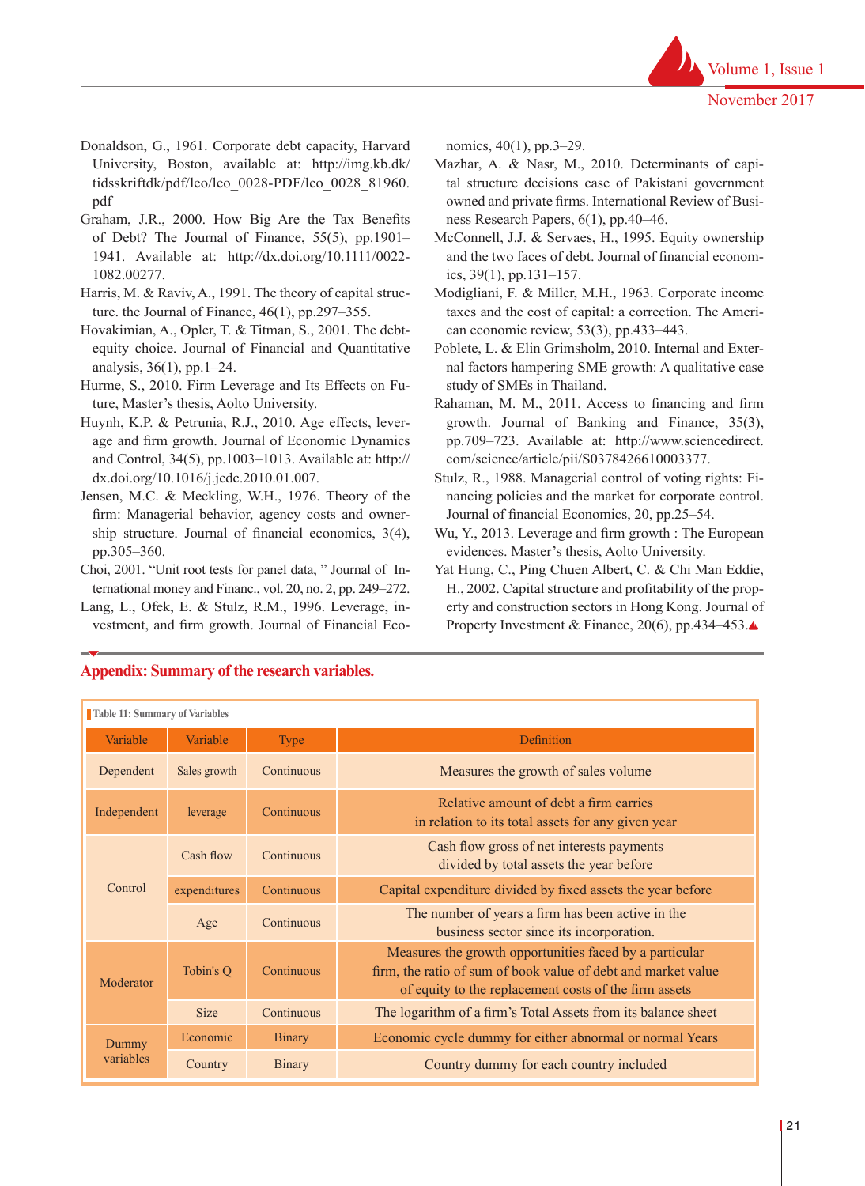Donaldson, G., 1961. Corporate debt capacity, Harvard University, Boston, available at: http://img.kb.dk/tidsskriftdk/pdf/leo/leo_0028-PDF/leo_0028_81960.pdf

Graham, J.R., 2000. How Big Are the Tax Benefits of Debt? The Journal of Finance, 55(5), pp.1901–1941. Available at: http://dx.doi.org/10.1111/0022-1082.00277.

Harris, M. & Raviv, A., 1991. The theory of capital structure. the Journal of Finance, 46(1), pp.297–355.

Hovakimian, A., Opler, T. & Titman, S., 2001. The debt-equity choice. Journal of Financial and Quantitative analysis, 36(1), pp.1–24.

Hurme, S., 2010. Firm Leverage and Its Effects on Future, Master's thesis, Aolto University.

Huynh, K.P. & Petrunia, R.J., 2010. Age effects, leverage and firm growth. Journal of Economic Dynamics and Control, 34(5), pp.1003–1013. Available at: http://dx.doi.org/10.1016/j.jedc.2010.01.007.

Jensen, M.C. & Meckling, W.H., 1976. Theory of the firm: Managerial behavior, agency costs and ownership structure. Journal of financial economics, 3(4), pp.305–360.

Choi, 2001. "Unit root tests for panel data, " Journal of International money and Financ., vol. 20, no. 2, pp. 249–272.

Lang, L., Ofek, E. & Stulz, R.M., 1996. Leverage, investment, and firm growth. Journal of Financial Economics, 40(1), pp.3–29.

Mazhar, A. & Nasr, M., 2010. Determinants of capital structure decisions case of Pakistani government owned and private firms. International Review of Business Research Papers, 6(1), pp.40–46.

McConnell, J.J. & Servaes, H., 1995. Equity ownership and the two faces of debt. Journal of financial economics, 39(1), pp.131–157.

Modigliani, F. & Miller, M.H., 1963. Corporate income taxes and the cost of capital: a correction. The American economic review, 53(3), pp.433–443.

Poblete, L. & Elin Grimsholm, 2010. Internal and External factors hampering SME growth: A qualitative case study of SMEs in Thailand.

Rahaman, M. M., 2011. Access to financing and firm growth. Journal of Banking and Finance, 35(3), pp.709–723. Available at: http://www.sciencedirect.com/science/article/pii/S0378426610003377.

Stulz, R., 1988. Managerial control of voting rights: Financing policies and the market for corporate control. Journal of financial Economics, 20, pp.25–54.

Wu, Y., 2013. Leverage and firm growth : The European evidences. Master's thesis, Aolto University.

Yat Hung, C., Ping Chuen Albert, C. & Chi Man Eddie, H., 2002. Capital structure and profitability of the property and construction sectors in Hong Kong. Journal of Property Investment & Finance, 20(6), pp.434–453.

## Appendix: Summary of the research variables.

Table 11: Summary of Variables

| Variable | Variable | Type | Definition |
|---|---|---|---|
| Dependent | Sales growth | Continuous | Measures the growth of sales volume |
| Independent | leverage | Continuous | Relative amount of debt a firm carries in relation to its total assets for any given year |
| Control | Cash flow | Continuous | Cash flow gross of net interests payments divided by total assets the year before |
| | expenditures | Continuous | Capital expenditure divided by fixed assets the year before |
| | Age | Continuous | The number of years a firm has been active in the business sector since its incorporation. |
| Moderator | Tobin's Q | Continuous | Measures the growth opportunities faced by a particular firm, the ratio of sum of book value of debt and market value of equity to the replacement costs of the firm assets |
| | Size | Continuous | The logarithm of a firm's Total Assets from its balance sheet |
| Dummy variables | Economic | Binary | Economic cycle dummy for either abnormal or normal Years |
| | Country | Binary | Country dummy for each country included |